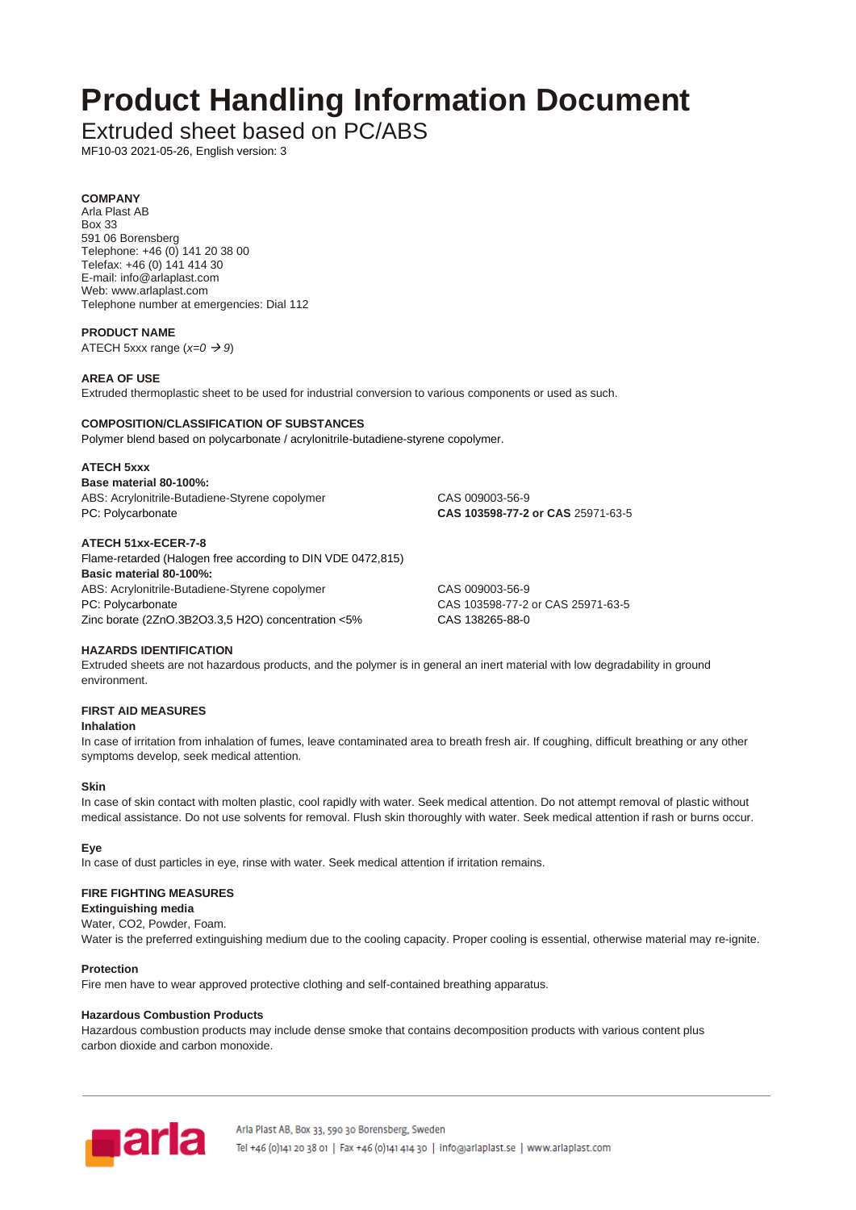# Product Handling Information Document

## Extruded sheet based on PC/ABS

MF10-03 2021-05-26, English version: 3

**COMPANY**
Arla Plast AB
Box 33
591 06 Borensberg
Telephone: +46 (0) 141 20 38 00
Telefax: +46 (0) 141 414 30
E-mail: info@arlaplast.com
Web: www.arlaplast.com
Telephone number at emergencies: Dial 112

**PRODUCT NAME**
ATECH 5xxx range (*x=0 → 9*)

**AREA OF USE**
Extruded thermoplastic sheet to be used for industrial conversion to various components or used as such.

**COMPOSITION/CLASSIFICATION OF SUBSTANCES**
Polymer blend based on polycarbonate / acrylonitrile-butadiene-styrene copolymer.

**ATECH 5xxx**
**Base material 80-100%:**

| | |
|---|---|
| ABS: Acrylonitrile-Butadiene-Styrene copolymer | CAS 009003-56-9 |
| PC: Polycarbonate | **CAS 103598-77-2 or CAS** 25971-63-5 |

**ATECH 51xx-ECER-7-8**
Flame-retarded (Halogen free according to DIN VDE 0472,815)
**Basic material 80-100%:**

| | |
|---|---|
| ABS: Acrylonitrile-Butadiene-Styrene copolymer | CAS 009003-56-9 |
| PC: Polycarbonate | CAS 103598-77-2 or CAS 25971-63-5 |
| Zinc borate (2ZnO.3B2O3.3,5 H2O) concentration <5% | CAS 138265-88-0 |

**HAZARDS IDENTIFICATION**
Extruded sheets are not hazardous products, and the polymer is in general an inert material with low degradability in ground environment.

**FIRST AID MEASURES**
**Inhalation**
In case of irritation from inhalation of fumes, leave contaminated area to breath fresh air. If coughing, difficult breathing or any other symptoms develop, seek medical attention.

**Skin**
In case of skin contact with molten plastic, cool rapidly with water. Seek medical attention. Do not attempt removal of plastic without medical assistance. Do not use solvents for removal. Flush skin thoroughly with water. Seek medical attention if rash or burns occur.

**Eye**
In case of dust particles in eye, rinse with water. Seek medical attention if irritation remains.

**FIRE FIGHTING MEASURES**
**Extinguishing media**
Water, CO2, Powder, Foam.
Water is the preferred extinguishing medium due to the cooling capacity. Proper cooling is essential, otherwise material may re-ignite.

**Protection**
Fire men have to wear approved protective clothing and self-contained breathing apparatus.

**Hazardous Combustion Products**
Hazardous combustion products may include dense smoke that contains decomposition products with various content plus carbon dioxide and carbon monoxide.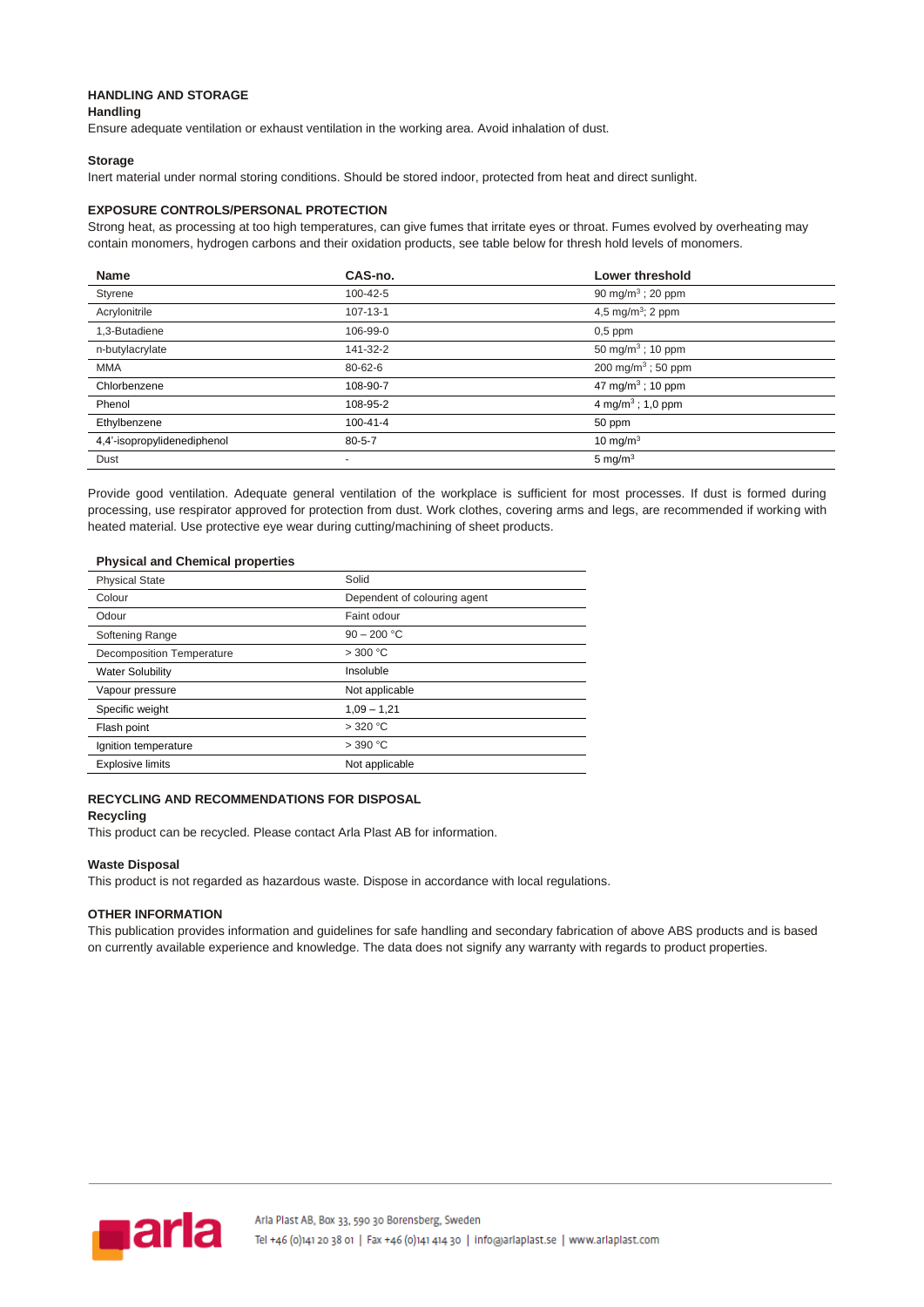## HANDLING AND STORAGE

### Handling

Ensure adequate ventilation or exhaust ventilation in the working area. Avoid inhalation of dust.

### Storage

Inert material under normal storing conditions. Should be stored indoor, protected from heat and direct sunlight.

## EXPOSURE CONTROLS/PERSONAL PROTECTION

Strong heat, as processing at too high temperatures, can give fumes that irritate eyes or throat. Fumes evolved by overheating may contain monomers, hydrogen carbons and their oxidation products, see table below for thresh hold levels of monomers.

| Name | CAS-no. | Lower threshold |
|---|---|---|
| Styrene | 100-42-5 | 90 mg/m$^3$ ; 20 ppm |
| Acrylonitrile | 107-13-1 | 4,5 mg/m$^3$; 2 ppm |
| 1,3-Butadiene | 106-99-0 | 0,5 ppm |
| n-butylacrylate | 141-32-2 | 50 mg/m$^3$ ; 10 ppm |
| MMA | 80-62-6 | 200 mg/m$^3$ ; 50 ppm |
| Chlorbenzene | 108-90-7 | 47 mg/m$^3$ ; 10 ppm |
| Phenol | 108-95-2 | 4 mg/m$^3$ ; 1,0 ppm |
| Ethylbenzene | 100-41-4 | 50 ppm |
| 4,4'-isopropylidenediphenol | 80-5-7 | 10 mg/m$^3$ |
| Dust | - | 5 mg/m$^3$ |

Provide good ventilation. Adequate general ventilation of the workplace is sufficient for most processes. If dust is formed during processing, use respirator approved for protection from dust. Work clothes, covering arms and legs, are recommended if working with heated material. Use protective eye wear during cutting/machining of sheet products.

### Physical and Chemical properties

| | |
|---|---|
| Physical State | Solid |
| Colour | Dependent of colouring agent |
| Odour | Faint odour |
| Softening Range | 90 – 200 °C |
| Decomposition Temperature | > 300 °C |
| Water Solubility | Insoluble |
| Vapour pressure | Not applicable |
| Specific weight | 1,09 – 1,21 |
| Flash point | > 320 °C |
| Ignition temperature | > 390 °C |
| Explosive limits | Not applicable |

## RECYCLING AND RECOMMENDATIONS FOR DISPOSAL

### Recycling

This product can be recycled. Please contact Arla Plast AB for information.

### Waste Disposal

This product is not regarded as hazardous waste. Dispose in accordance with local regulations.

## OTHER INFORMATION

This publication provides information and guidelines for safe handling and secondary fabrication of above ABS products and is based on currently available experience and knowledge. The data does not signify any warranty with regards to product properties.